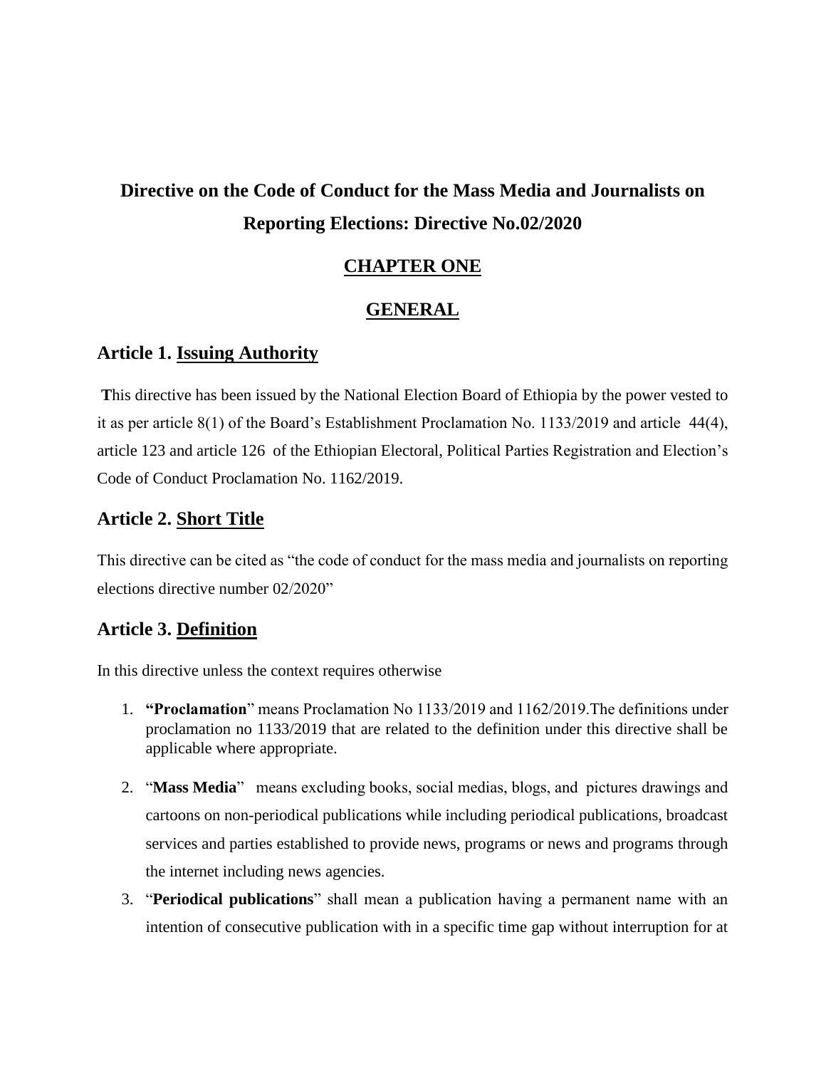# Directive on the Code of Conduct for the Mass Media and Journalists on Reporting Elections: Directive No.02/2020

## CHAPTER ONE

## GENERAL

### Article 1. Issuing Authority

This directive has been issued by the National Election Board of Ethiopia by the power vested to it as per article 8(1) of the Board's Establishment Proclamation No. 1133/2019 and article 44(4), article 123 and article 126 of the Ethiopian Electoral, Political Parties Registration and Election's Code of Conduct Proclamation No. 1162/2019.

### Article 2. Short Title

This directive can be cited as "the code of conduct for the mass media and journalists on reporting elections directive number 02/2020"

### Article 3. Definition

In this directive unless the context requires otherwise

1. **"Proclamation"** means Proclamation No 1133/2019 and 1162/2019.The definitions under proclamation no 1133/2019 that are related to the definition under this directive shall be applicable where appropriate.
2. "**Mass Media**" means excluding books, social medias, blogs, and pictures drawings and cartoons on non-periodical publications while including periodical publications, broadcast services and parties established to provide news, programs or news and programs through the internet including news agencies.
3. "**Periodical publications**" shall mean a publication having a permanent name with an intention of consecutive publication with in a specific time gap without interruption for at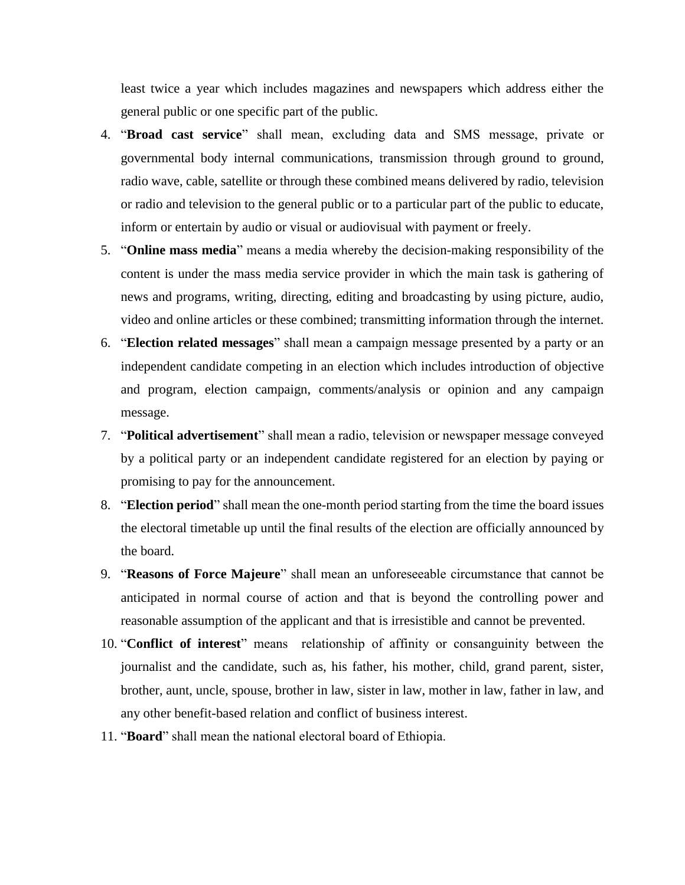least twice a year which includes magazines and newspapers which address either the general public or one specific part of the public.

4. "**Broad cast service**" shall mean, excluding data and SMS message, private or governmental body internal communications, transmission through ground to ground, radio wave, cable, satellite or through these combined means delivered by radio, television or radio and television to the general public or to a particular part of the public to educate, inform or entertain by audio or visual or audiovisual with payment or freely.
5. "**Online mass media**" means a media whereby the decision-making responsibility of the content is under the mass media service provider in which the main task is gathering of news and programs, writing, directing, editing and broadcasting by using picture, audio, video and online articles or these combined; transmitting information through the internet.
6. "**Election related messages**" shall mean a campaign message presented by a party or an independent candidate competing in an election which includes introduction of objective and program, election campaign, comments/analysis or opinion and any campaign message.
7. "**Political advertisement**" shall mean a radio, television or newspaper message conveyed by a political party or an independent candidate registered for an election by paying or promising to pay for the announcement.
8. "**Election period**" shall mean the one-month period starting from the time the board issues the electoral timetable up until the final results of the election are officially announced by the board.
9. "**Reasons of Force Majeure**" shall mean an unforeseeable circumstance that cannot be anticipated in normal course of action and that is beyond the controlling power and reasonable assumption of the applicant and that is irresistible and cannot be prevented.
10. "**Conflict of interest**" means relationship of affinity or consanguinity between the journalist and the candidate, such as, his father, his mother, child, grand parent, sister, brother, aunt, uncle, spouse, brother in law, sister in law, mother in law, father in law, and any other benefit-based relation and conflict of business interest.
11. "**Board**" shall mean the national electoral board of Ethiopia.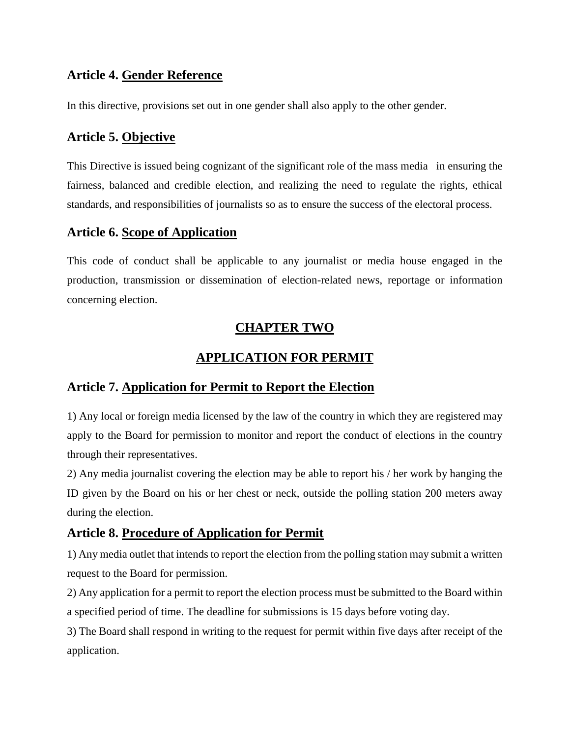## Article 4. Gender Reference

In this directive, provisions set out in one gender shall also apply to the other gender.

## Article 5. Objective

This Directive is issued being cognizant of the significant role of the mass media in ensuring the fairness, balanced and credible election, and realizing the need to regulate the rights, ethical standards, and responsibilities of journalists so as to ensure the success of the electoral process.

## Article 6. Scope of Application

This code of conduct shall be applicable to any journalist or media house engaged in the production, transmission or dissemination of election-related news, reportage or information concerning election.

# CHAPTER TWO

# APPLICATION FOR PERMIT

## Article 7. Application for Permit to Report the Election

1) Any local or foreign media licensed by the law of the country in which they are registered may apply to the Board for permission to monitor and report the conduct of elections in the country through their representatives.

2) Any media journalist covering the election may be able to report his / her work by hanging the ID given by the Board on his or her chest or neck, outside the polling station 200 meters away during the election.

## Article 8. Procedure of Application for Permit

1) Any media outlet that intends to report the election from the polling station may submit a written request to the Board for permission.

2) Any application for a permit to report the election process must be submitted to the Board within a specified period of time. The deadline for submissions is 15 days before voting day.

3) The Board shall respond in writing to the request for permit within five days after receipt of the application.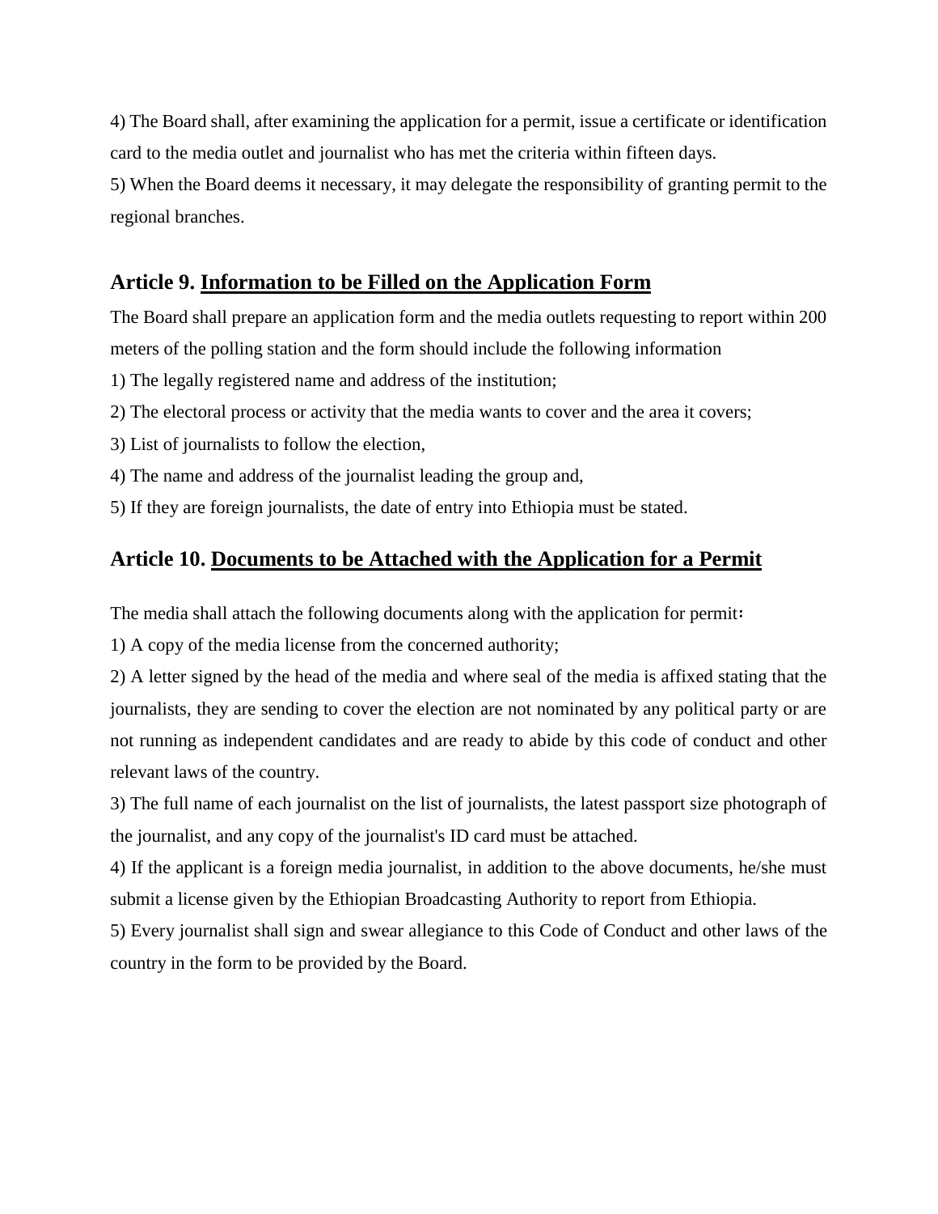4) The Board shall, after examining the application for a permit, issue a certificate or identification card to the media outlet and journalist who has met the criteria within fifteen days.

5) When the Board deems it necessary, it may delegate the responsibility of granting permit to the regional branches.

## Article 9. Information to be Filled on the Application Form

The Board shall prepare an application form and the media outlets requesting to report within 200 meters of the polling station and the form should include the following information

1) The legally registered name and address of the institution;

2) The electoral process or activity that the media wants to cover and the area it covers;

3) List of journalists to follow the election,

4) The name and address of the journalist leading the group and,

5) If they are foreign journalists, the date of entry into Ethiopia must be stated.

## Article 10. Documents to be Attached with the Application for a Permit

The media shall attach the following documents along with the application for permit፡

1) A copy of the media license from the concerned authority;

2) A letter signed by the head of the media and where seal of the media is affixed stating that the journalists, they are sending to cover the election are not nominated by any political party or are not running as independent candidates and are ready to abide by this code of conduct and other relevant laws of the country.

3) The full name of each journalist on the list of journalists, the latest passport size photograph of the journalist, and any copy of the journalist's ID card must be attached.

4) If the applicant is a foreign media journalist, in addition to the above documents, he/she must submit a license given by the Ethiopian Broadcasting Authority to report from Ethiopia.

5) Every journalist shall sign and swear allegiance to this Code of Conduct and other laws of the country in the form to be provided by the Board.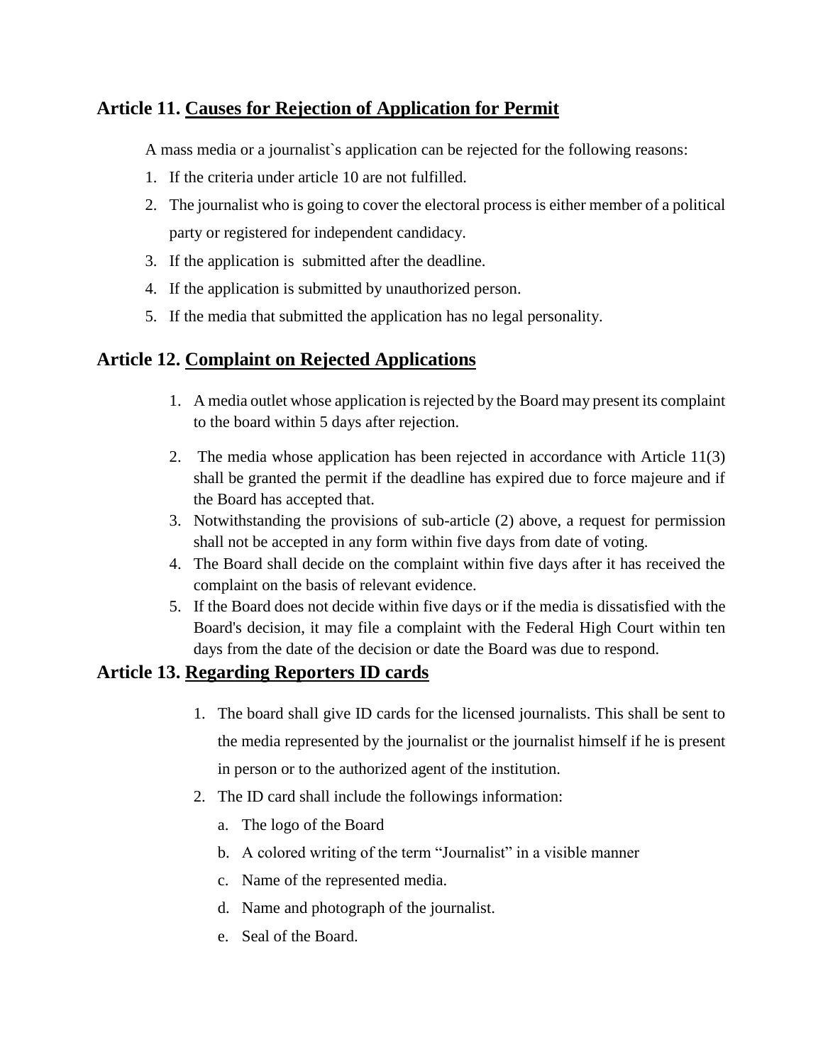## Article 11. Causes for Rejection of Application for Permit

A mass media or a journalist`s application can be rejected for the following reasons:

1. If the criteria under article 10 are not fulfilled.
2. The journalist who is going to cover the electoral process is either member of a political party or registered for independent candidacy.
3. If the application is submitted after the deadline.
4. If the application is submitted by unauthorized person.
5. If the media that submitted the application has no legal personality.

## Article 12. Complaint on Rejected Applications

1. A media outlet whose application is rejected by the Board may present its complaint to the board within 5 days after rejection.
2. The media whose application has been rejected in accordance with Article 11(3) shall be granted the permit if the deadline has expired due to force majeure and if the Board has accepted that.
3. Notwithstanding the provisions of sub-article (2) above, a request for permission shall not be accepted in any form within five days from date of voting.
4. The Board shall decide on the complaint within five days after it has received the complaint on the basis of relevant evidence.
5. If the Board does not decide within five days or if the media is dissatisfied with the Board's decision, it may file a complaint with the Federal High Court within ten days from the date of the decision or date the Board was due to respond.

## Article 13. Regarding Reporters ID cards

1. The board shall give ID cards for the licensed journalists. This shall be sent to the media represented by the journalist or the journalist himself if he is present in person or to the authorized agent of the institution.
2. The ID card shall include the followings information:
   a. The logo of the Board
   b. A colored writing of the term "Journalist" in a visible manner
   c. Name of the represented media.
   d. Name and photograph of the journalist.
   e. Seal of the Board.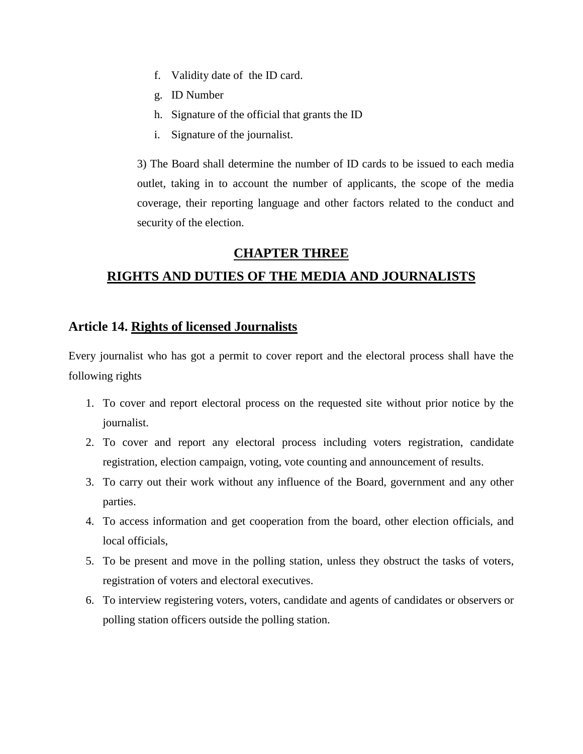f. Validity date of  the ID card.
g. ID Number
h. Signature of the official that grants the ID
i. Signature of the journalist.

3) The Board shall determine the number of ID cards to be issued to each media outlet, taking in to account the number of applicants, the scope of the media coverage, their reporting language and other factors related to the conduct and security of the election.

## CHAPTER THREE

## RIGHTS AND DUTIES OF THE MEDIA AND JOURNALISTS

### Article 14. Rights of licensed Journalists

Every journalist who has got a permit to cover report and the electoral process shall have the following rights

1. To cover and report electoral process on the requested site without prior notice by the journalist.
2. To cover and report any electoral process including voters registration, candidate registration, election campaign, voting, vote counting and announcement of results.
3. To carry out their work without any influence of the Board, government and any other parties.
4. To access information and get cooperation from the board, other election officials, and local officials,
5. To be present and move in the polling station, unless they obstruct the tasks of voters, registration of voters and electoral executives.
6. To interview registering voters, voters, candidate and agents of candidates or observers or polling station officers outside the polling station.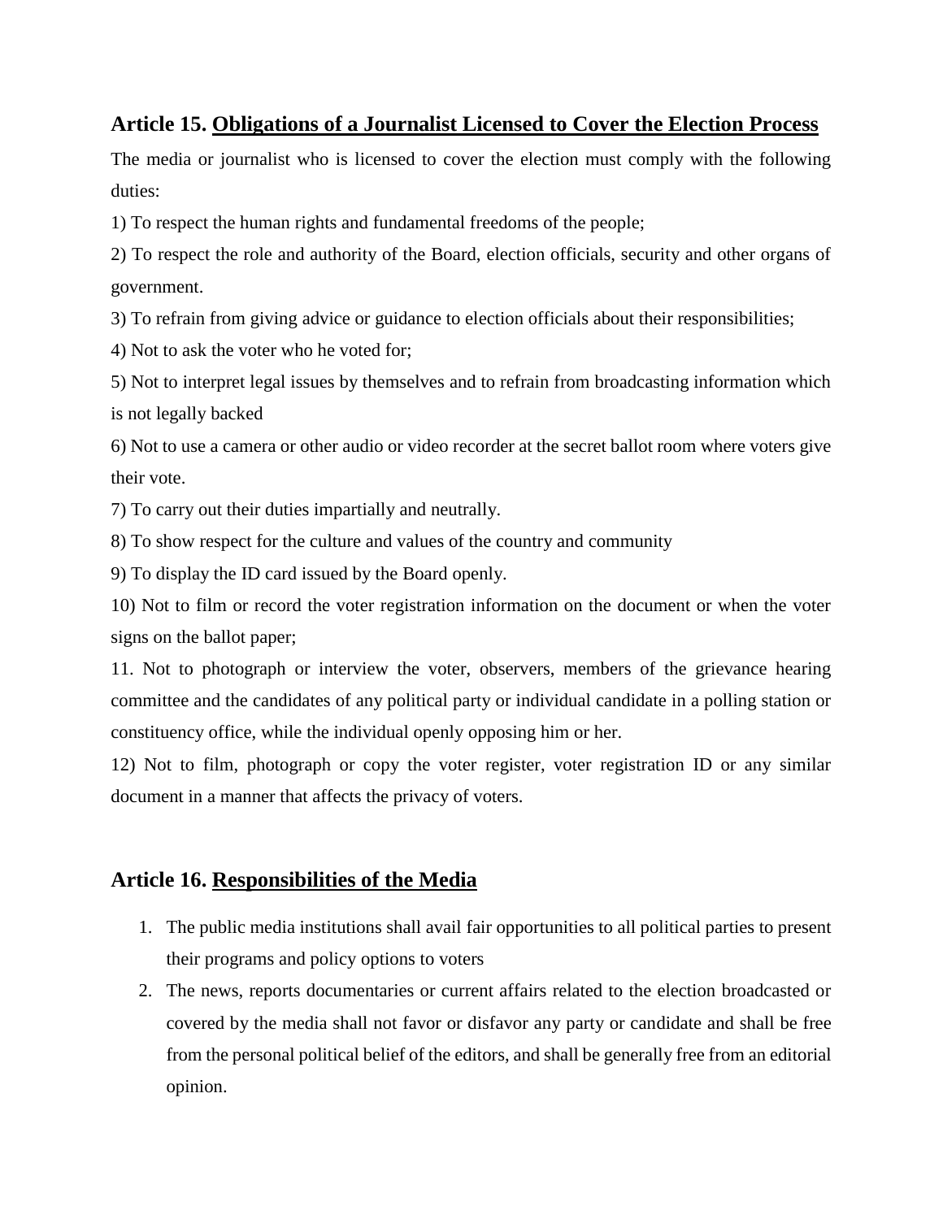## Article 15. <u>Obligations of a Journalist Licensed to Cover the Election Process</u>

The media or journalist who is licensed to cover the election must comply with the following duties:

1) To respect the human rights and fundamental freedoms of the people;

2) To respect the role and authority of the Board, election officials, security and other organs of government.

3) To refrain from giving advice or guidance to election officials about their responsibilities;

4) Not to ask the voter who he voted for;

5) Not to interpret legal issues by themselves and to refrain from broadcasting information which is not legally backed

6) Not to use a camera or other audio or video recorder at the secret ballot room where voters give their vote.

7) To carry out their duties impartially and neutrally.

8) To show respect for the culture and values of the country and community

9) To display the ID card issued by the Board openly.

10) Not to film or record the voter registration information on the document or when the voter signs on the ballot paper;

11. Not to photograph or interview the voter, observers, members of the grievance hearing committee and the candidates of any political party or individual candidate in a polling station or constituency office, while the individual openly opposing him or her.

12) Not to film, photograph or copy the voter register, voter registration ID or any similar document in a manner that affects the privacy of voters.

## Article 16. <u>Responsibilities of the Media</u>

1. The public media institutions shall avail fair opportunities to all political parties to present their programs and policy options to voters
2. The news, reports documentaries or current affairs related to the election broadcasted or covered by the media shall not favor or disfavor any party or candidate and shall be free from the personal political belief of the editors, and shall be generally free from an editorial opinion.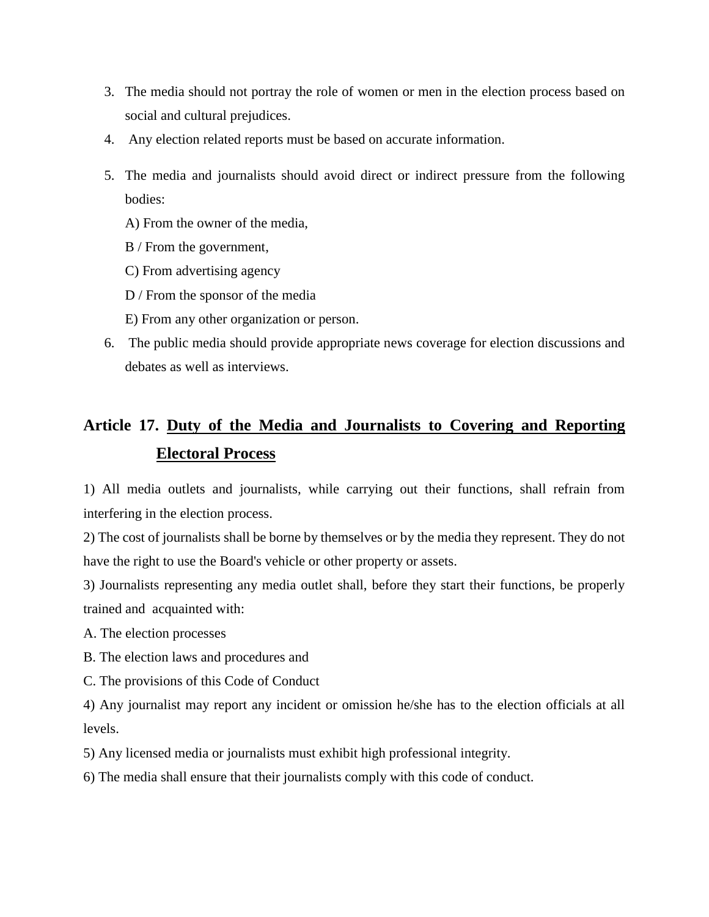3. The media should not portray the role of women or men in the election process based on social and cultural prejudices.
4. Any election related reports must be based on accurate information.
5. The media and journalists should avoid direct or indirect pressure from the following bodies:

   A) From the owner of the media,

   B / From the government,

   C) From advertising agency

   D / From the sponsor of the media

   E) From any other organization or person.
6. The public media should provide appropriate news coverage for election discussions and debates as well as interviews.

## Article 17. <u>Duty of the Media and Journalists to Covering and Reporting Electoral Process</u>

1) All media outlets and journalists, while carrying out their functions, shall refrain from interfering in the election process.

2) The cost of journalists shall be borne by themselves or by the media they represent. They do not have the right to use the Board's vehicle or other property or assets.

3) Journalists representing any media outlet shall, before they start their functions, be properly trained and acquainted with:

A. The election processes

B. The election laws and procedures and

C. The provisions of this Code of Conduct

4) Any journalist may report any incident or omission he/she has to the election officials at all levels.

5) Any licensed media or journalists must exhibit high professional integrity.

6) The media shall ensure that their journalists comply with this code of conduct.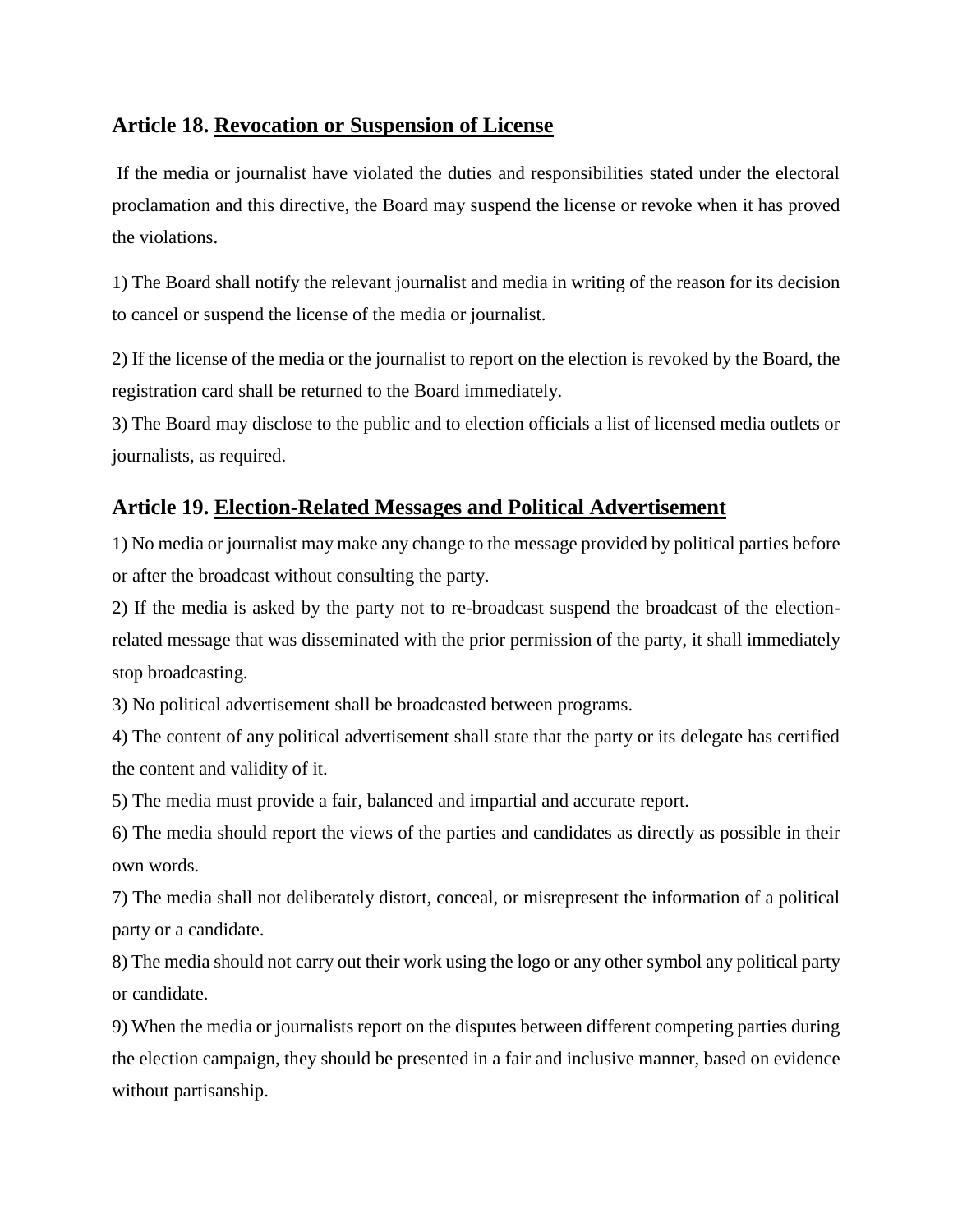## Article 18. <u>Revocation or Suspension of License</u>

If the media or journalist have violated the duties and responsibilities stated under the electoral proclamation and this directive, the Board may suspend the license or revoke when it has proved the violations.

1) The Board shall notify the relevant journalist and media in writing of the reason for its decision to cancel or suspend the license of the media or journalist.

2) If the license of the media or the journalist to report on the election is revoked by the Board, the registration card shall be returned to the Board immediately.

3) The Board may disclose to the public and to election officials a list of licensed media outlets or journalists, as required.

## Article 19. <u>Election-Related Messages and Political Advertisement</u>

1) No media or journalist may make any change to the message provided by political parties before or after the broadcast without consulting the party.

2) If the media is asked by the party not to re-broadcast suspend the broadcast of the election-related message that was disseminated with the prior permission of the party, it shall immediately stop broadcasting.

3) No political advertisement shall be broadcasted between programs.

4) The content of any political advertisement shall state that the party or its delegate has certified the content and validity of it.

5) The media must provide a fair, balanced and impartial and accurate report.

6) The media should report the views of the parties and candidates as directly as possible in their own words.

7) The media shall not deliberately distort, conceal, or misrepresent the information of a political party or a candidate.

8) The media should not carry out their work using the logo or any other symbol any political party or candidate.

9) When the media or journalists report on the disputes between different competing parties during the election campaign, they should be presented in a fair and inclusive manner, based on evidence without partisanship.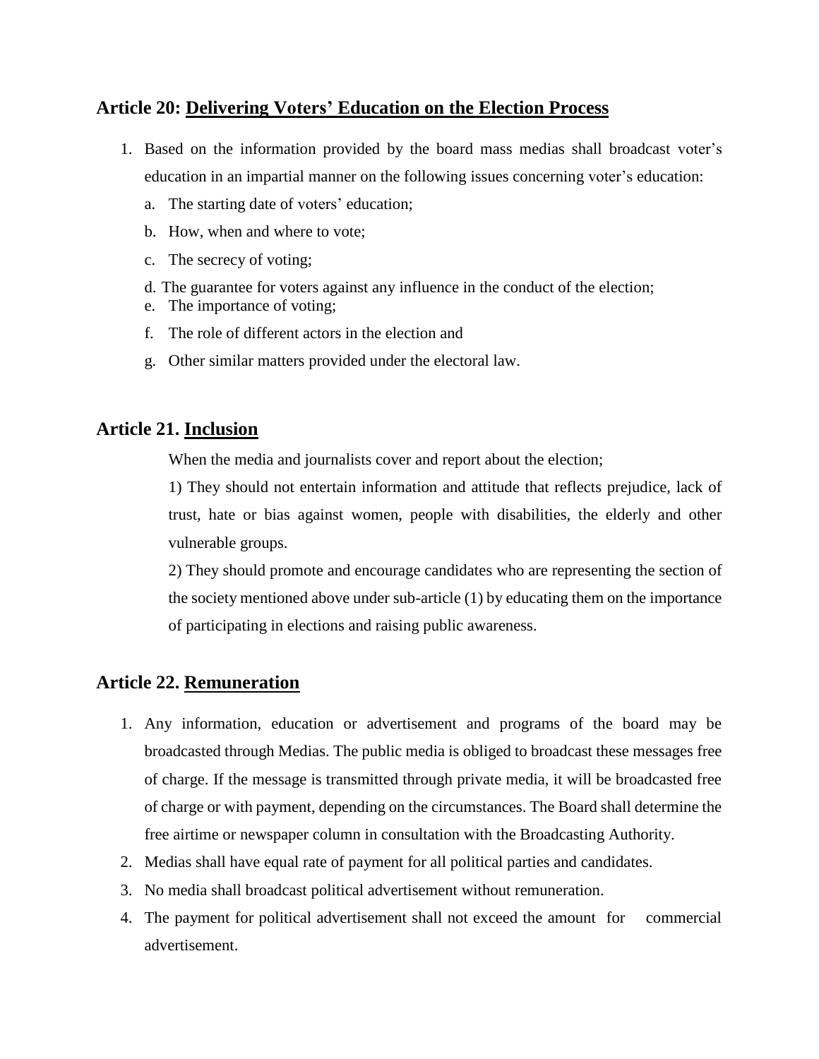## Article 20: Delivering Voters' Education on the Election Process

1. Based on the information provided by the board mass medias shall broadcast voter's education in an impartial manner on the following issues concerning voter's education:
   a. The starting date of voters' education;
   b. How, when and where to vote;
   c. The secrecy of voting;
   d. The guarantee for voters against any influence in the conduct of the election;
   e. The importance of voting;
   f. The role of different actors in the election and
   g. Other similar matters provided under the electoral law.

## Article 21. Inclusion

When the media and journalists cover and report about the election;

1) They should not entertain information and attitude that reflects prejudice, lack of trust, hate or bias against women, people with disabilities, the elderly and other vulnerable groups.

2) They should promote and encourage candidates who are representing the section of the society mentioned above under sub-article (1) by educating them on the importance of participating in elections and raising public awareness.

## Article 22. Remuneration

1. Any information, education or advertisement and programs of the board may be broadcasted through Medias. The public media is obliged to broadcast these messages free of charge. If the message is transmitted through private media, it will be broadcasted free of charge or with payment, depending on the circumstances. The Board shall determine the free airtime or newspaper column in consultation with the Broadcasting Authority.
2. Medias shall have equal rate of payment for all political parties and candidates.
3. No media shall broadcast political advertisement without remuneration.
4. The payment for political advertisement shall not exceed the amount for commercial advertisement.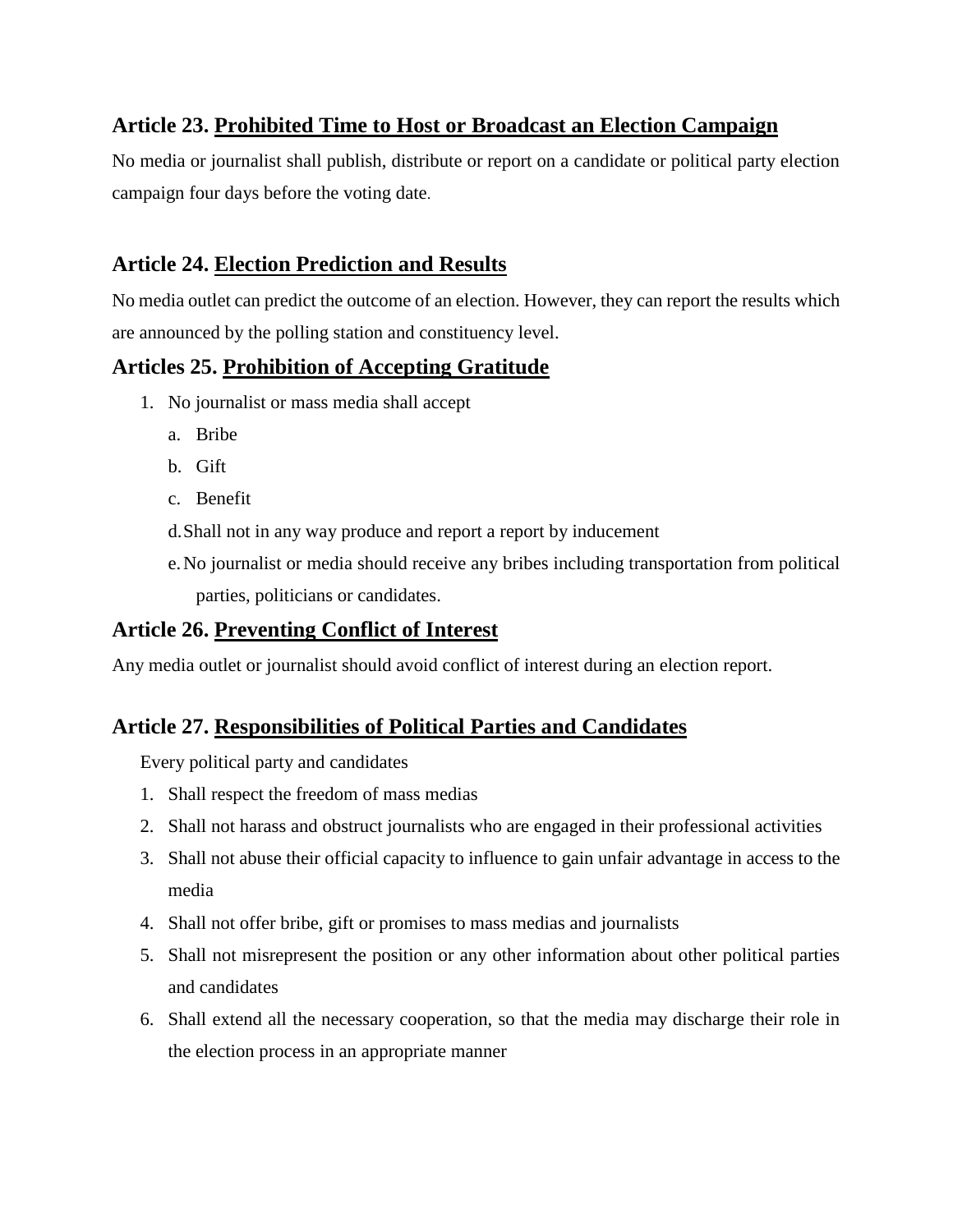### Article 23. <u>Prohibited Time to Host or Broadcast an Election Campaign</u>

No media or journalist shall publish, distribute or report on a candidate or political party election campaign four days before the voting date.

### Article 24. <u>Election Prediction and Results</u>

No media outlet can predict the outcome of an election. However, they can report the results which are announced by the polling station and constituency level.

### Articles 25. <u>Prohibition of Accepting Gratitude</u>

1. No journalist or mass media shall accept
   a. Bribe
   b. Gift
   c. Benefit
   d. Shall not in any way produce and report a report by inducement
   e. No journalist or media should receive any bribes including transportation from political parties, politicians or candidates.

### Article 26. <u>Preventing Conflict of Interest</u>

Any media outlet or journalist should avoid conflict of interest during an election report.

### Article 27. <u>Responsibilities of Political Parties and Candidates</u>

Every political party and candidates

1. Shall respect the freedom of mass medias
2. Shall not harass and obstruct journalists who are engaged in their professional activities
3. Shall not abuse their official capacity to influence to gain unfair advantage in access to the media
4. Shall not offer bribe, gift or promises to mass medias and journalists
5. Shall not misrepresent the position or any other information about other political parties and candidates
6. Shall extend all the necessary cooperation, so that the media may discharge their role in the election process in an appropriate manner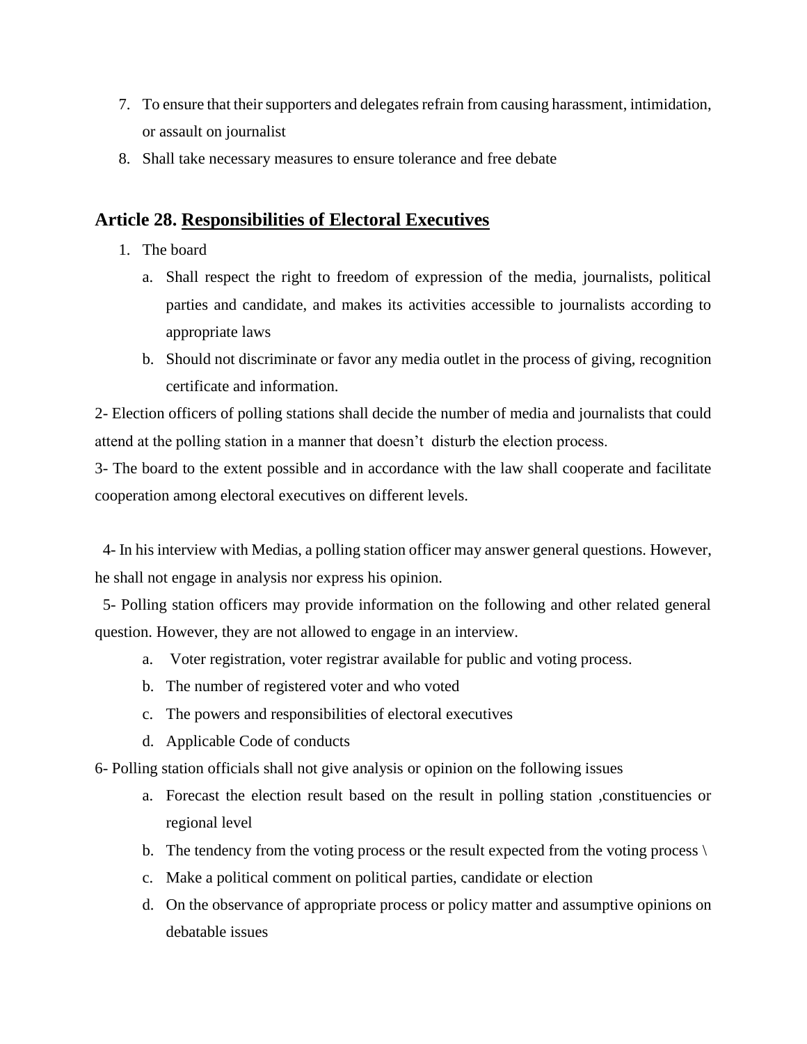7. To ensure that their supporters and delegates refrain from causing harassment, intimidation, or assault on journalist
8. Shall take necessary measures to ensure tolerance and free debate

## Article 28. Responsibilities of Electoral Executives

1. The board
   a. Shall respect the right to freedom of expression of the media, journalists, political parties and candidate, and makes its activities accessible to journalists according to appropriate laws
   b. Should not discriminate or favor any media outlet in the process of giving, recognition certificate and information.

2- Election officers of polling stations shall decide the number of media and journalists that could attend at the polling station in a manner that doesn't disturb the election process.

3- The board to the extent possible and in accordance with the law shall cooperate and facilitate cooperation among electoral executives on different levels.

4- In his interview with Medias, a polling station officer may answer general questions. However, he shall not engage in analysis nor express his opinion.

5- Polling station officers may provide information on the following and other related general question. However, they are not allowed to engage in an interview.

a. Voter registration, voter registrar available for public and voting process.
b. The number of registered voter and who voted
c. The powers and responsibilities of electoral executives
d. Applicable Code of conducts

6- Polling station officials shall not give analysis or opinion on the following issues

a. Forecast the election result based on the result in polling station ,constituencies or regional level
b. The tendency from the voting process or the result expected from the voting process \
c. Make a political comment on political parties, candidate or election
d. On the observance of appropriate process or policy matter and assumptive opinions on debatable issues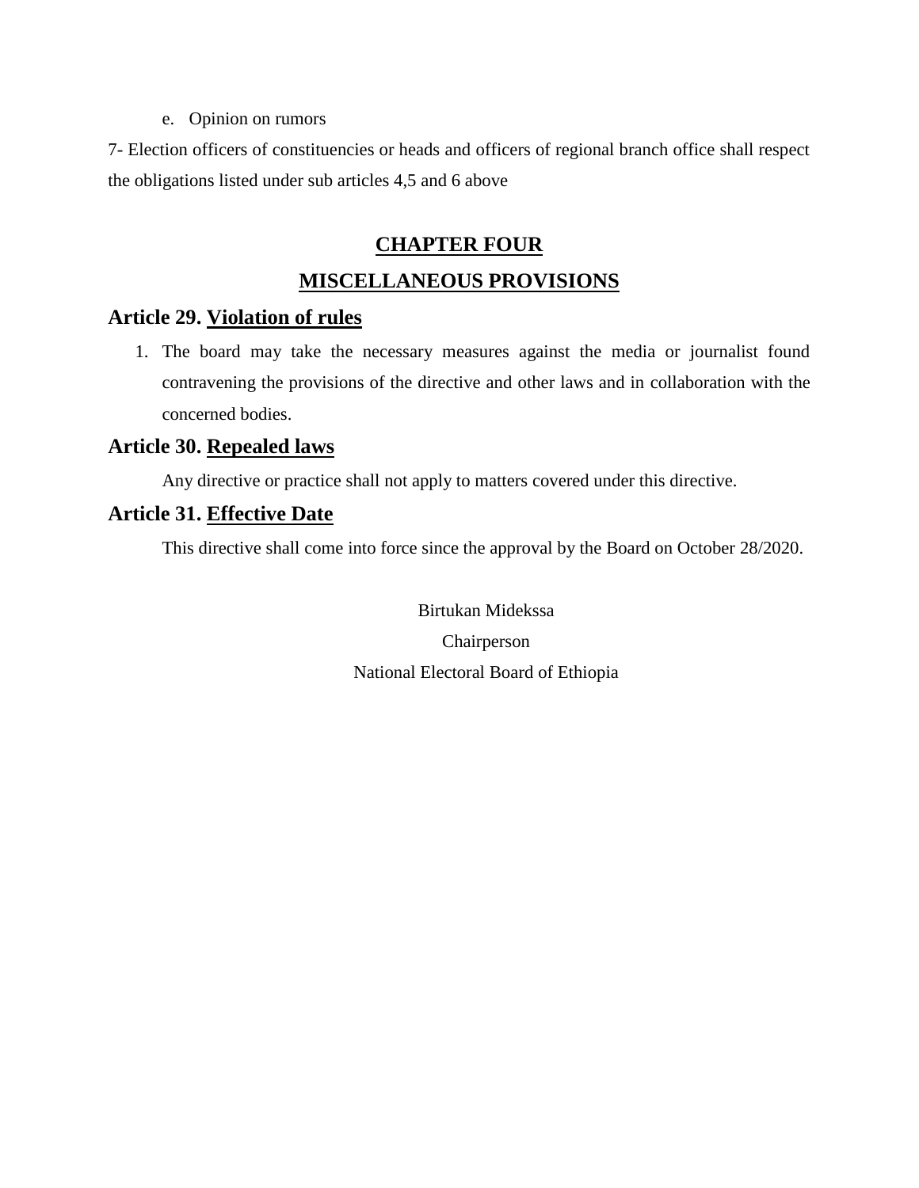e. Opinion on rumors

7- Election officers of constituencies or heads and officers of regional branch office shall respect the obligations listed under sub articles 4,5 and 6 above

## CHAPTER FOUR

## MISCELLANEOUS PROVISIONS

### Article 29. Violation of rules

1. The board may take the necessary measures against the media or journalist found contravening the provisions of the directive and other laws and in collaboration with the concerned bodies.

### Article 30. Repealed laws

Any directive or practice shall not apply to matters covered under this directive.

### Article 31. Effective Date

This directive shall come into force since the approval by the Board on October 28/2020.

Birtukan Midekssa

Chairperson

National Electoral Board of Ethiopia